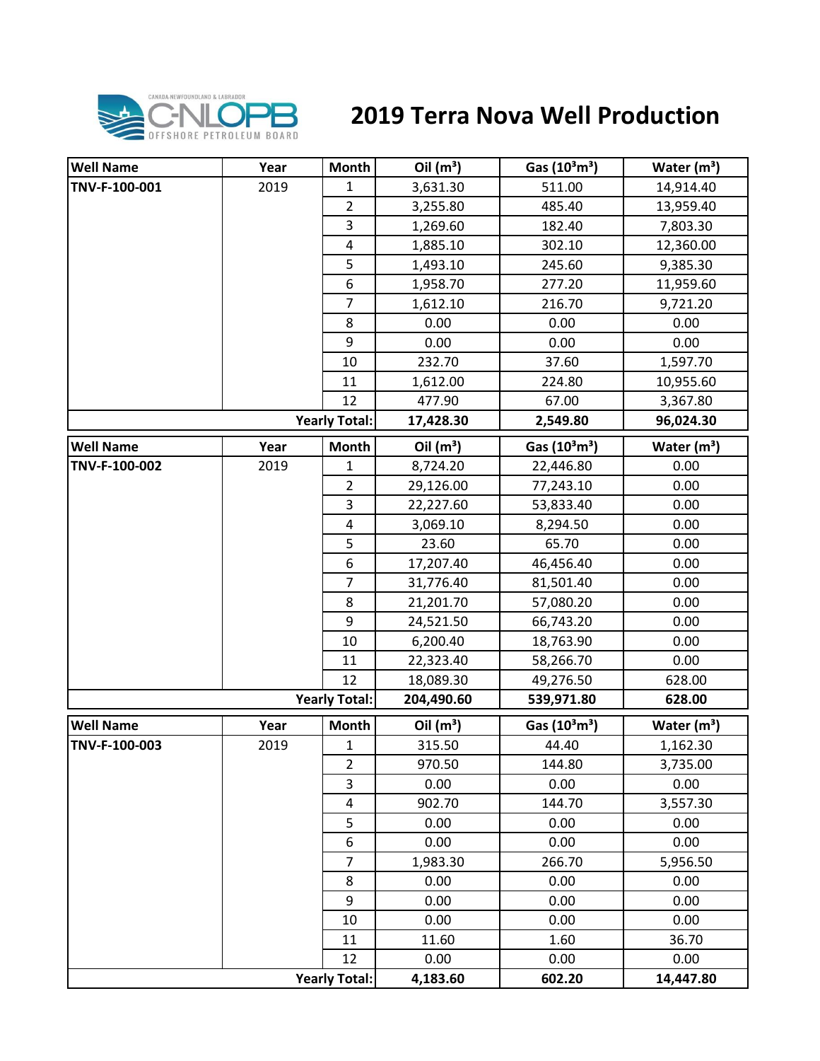# 2019 Terra Nova Well Production

| Well Name | Year | Month | Oil ($m^3$) | Gas ($10^3m^3$) | Water ($m^3$) |
|---|---|---|---|---|---|
| TNV-F-100-001 | 2019 | 1 | 3,631.30 | 511.00 | 14,914.40 |
| | | 2 | 3,255.80 | 485.40 | 13,959.40 |
| | | 3 | 1,269.60 | 182.40 | 7,803.30 |
| | | 4 | 1,885.10 | 302.10 | 12,360.00 |
| | | 5 | 1,493.10 | 245.60 | 9,385.30 |
| | | 6 | 1,958.70 | 277.20 | 11,959.60 |
| | | 7 | 1,612.10 | 216.70 | 9,721.20 |
| | | 8 | 0.00 | 0.00 | 0.00 |
| | | 9 | 0.00 | 0.00 | 0.00 |
| | | 10 | 232.70 | 37.60 | 1,597.70 |
| | | 11 | 1,612.00 | 224.80 | 10,955.60 |
| | | 12 | 477.90 | 67.00 | 3,367.80 |
| | | **Yearly Total:** | **17,428.30** | **2,549.80** | **96,024.30** |

| Well Name | Year | Month | Oil ($m^3$) | Gas ($10^3m^3$) | Water ($m^3$) |
|---|---|---|---|---|---|
| TNV-F-100-002 | 2019 | 1 | 8,724.20 | 22,446.80 | 0.00 |
| | | 2 | 29,126.00 | 77,243.10 | 0.00 |
| | | 3 | 22,227.60 | 53,833.40 | 0.00 |
| | | 4 | 3,069.10 | 8,294.50 | 0.00 |
| | | 5 | 23.60 | 65.70 | 0.00 |
| | | 6 | 17,207.40 | 46,456.40 | 0.00 |
| | | 7 | 31,776.40 | 81,501.40 | 0.00 |
| | | 8 | 21,201.70 | 57,080.20 | 0.00 |
| | | 9 | 24,521.50 | 66,743.20 | 0.00 |
| | | 10 | 6,200.40 | 18,763.90 | 0.00 |
| | | 11 | 22,323.40 | 58,266.70 | 0.00 |
| | | 12 | 18,089.30 | 49,276.50 | 628.00 |
| | | **Yearly Total:** | **204,490.60** | **539,971.80** | **628.00** |

| Well Name | Year | Month | Oil ($m^3$) | Gas ($10^3m^3$) | Water ($m^3$) |
|---|---|---|---|---|---|
| TNV-F-100-003 | 2019 | 1 | 315.50 | 44.40 | 1,162.30 |
| | | 2 | 970.50 | 144.80 | 3,735.00 |
| | | 3 | 0.00 | 0.00 | 0.00 |
| | | 4 | 902.70 | 144.70 | 3,557.30 |
| | | 5 | 0.00 | 0.00 | 0.00 |
| | | 6 | 0.00 | 0.00 | 0.00 |
| | | 7 | 1,983.30 | 266.70 | 5,956.50 |
| | | 8 | 0.00 | 0.00 | 0.00 |
| | | 9 | 0.00 | 0.00 | 0.00 |
| | | 10 | 0.00 | 0.00 | 0.00 |
| | | 11 | 11.60 | 1.60 | 36.70 |
| | | 12 | 0.00 | 0.00 | 0.00 |
| | | **Yearly Total:** | **4,183.60** | **602.20** | **14,447.80** |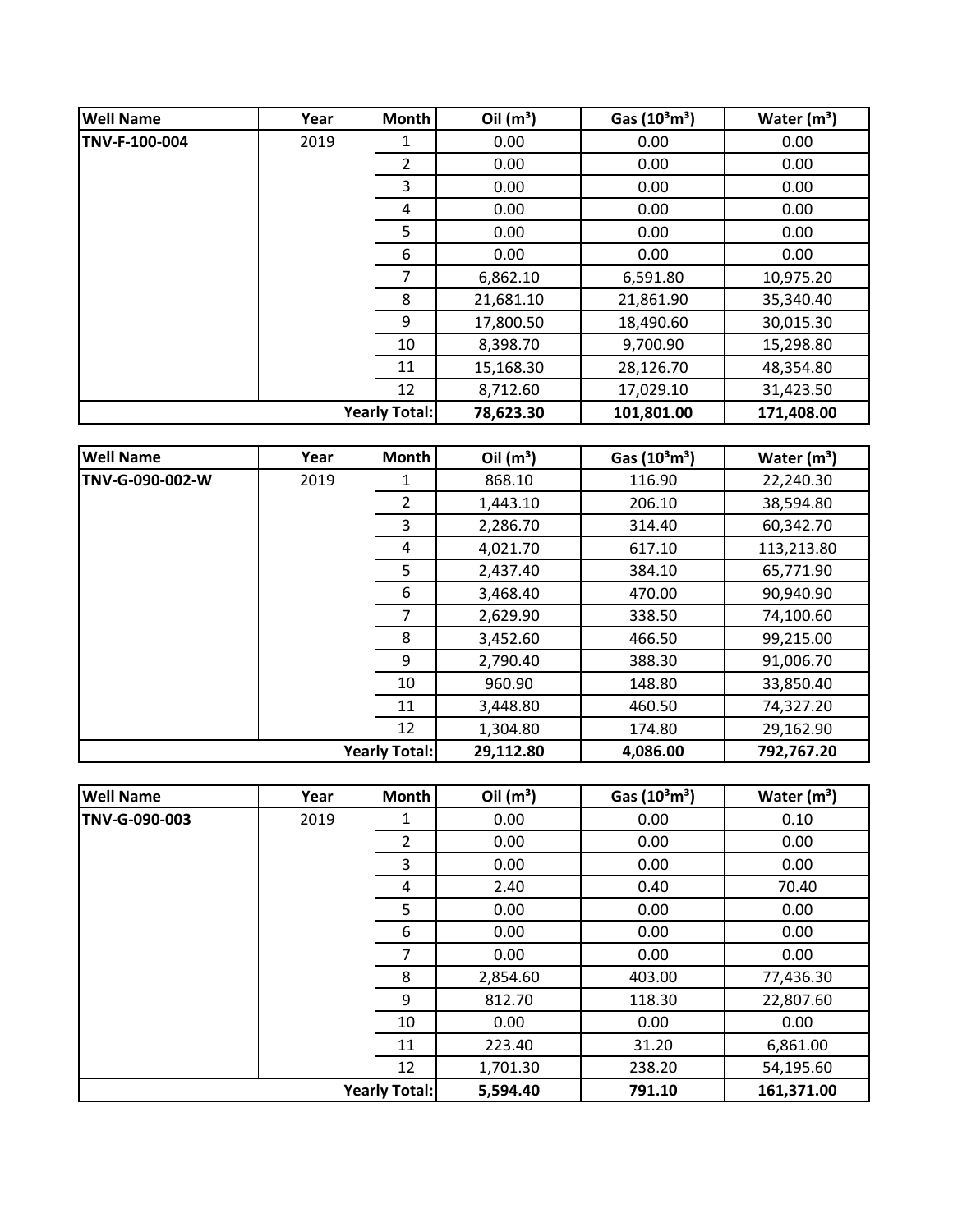| Well Name | Year | Month | Oil ($m^3$) | Gas ($10^3m^3$) | Water ($m^3$) |
|---|---|---|---|---|---|
| TNV-F-100-004 | 2019 | 1 | 0.00 | 0.00 | 0.00 |
| | | 2 | 0.00 | 0.00 | 0.00 |
| | | 3 | 0.00 | 0.00 | 0.00 |
| | | 4 | 0.00 | 0.00 | 0.00 |
| | | 5 | 0.00 | 0.00 | 0.00 |
| | | 6 | 0.00 | 0.00 | 0.00 |
| | | 7 | 6,862.10 | 6,591.80 | 10,975.20 |
| | | 8 | 21,681.10 | 21,861.90 | 35,340.40 |
| | | 9 | 17,800.50 | 18,490.60 | 30,015.30 |
| | | 10 | 8,398.70 | 9,700.90 | 15,298.80 |
| | | 11 | 15,168.30 | 28,126.70 | 48,354.80 |
| | | 12 | 8,712.60 | 17,029.10 | 31,423.50 |
| | | **Yearly Total:** | **78,623.30** | **101,801.00** | **171,408.00** |

| Well Name | Year | Month | Oil ($m^3$) | Gas ($10^3m^3$) | Water ($m^3$) |
|---|---|---|---|---|---|
| TNV-G-090-002-W | 2019 | 1 | 868.10 | 116.90 | 22,240.30 |
| | | 2 | 1,443.10 | 206.10 | 38,594.80 |
| | | 3 | 2,286.70 | 314.40 | 60,342.70 |
| | | 4 | 4,021.70 | 617.10 | 113,213.80 |
| | | 5 | 2,437.40 | 384.10 | 65,771.90 |
| | | 6 | 3,468.40 | 470.00 | 90,940.90 |
| | | 7 | 2,629.90 | 338.50 | 74,100.60 |
| | | 8 | 3,452.60 | 466.50 | 99,215.00 |
| | | 9 | 2,790.40 | 388.30 | 91,006.70 |
| | | 10 | 960.90 | 148.80 | 33,850.40 |
| | | 11 | 3,448.80 | 460.50 | 74,327.20 |
| | | 12 | 1,304.80 | 174.80 | 29,162.90 |
| | | **Yearly Total:** | **29,112.80** | **4,086.00** | **792,767.20** |

| Well Name | Year | Month | Oil ($m^3$) | Gas ($10^3m^3$) | Water ($m^3$) |
|---|---|---|---|---|---|
| TNV-G-090-003 | 2019 | 1 | 0.00 | 0.00 | 0.10 |
| | | 2 | 0.00 | 0.00 | 0.00 |
| | | 3 | 0.00 | 0.00 | 0.00 |
| | | 4 | 2.40 | 0.40 | 70.40 |
| | | 5 | 0.00 | 0.00 | 0.00 |
| | | 6 | 0.00 | 0.00 | 0.00 |
| | | 7 | 0.00 | 0.00 | 0.00 |
| | | 8 | 2,854.60 | 403.00 | 77,436.30 |
| | | 9 | 812.70 | 118.30 | 22,807.60 |
| | | 10 | 0.00 | 0.00 | 0.00 |
| | | 11 | 223.40 | 31.20 | 6,861.00 |
| | | 12 | 1,701.30 | 238.20 | 54,195.60 |
| | | **Yearly Total:** | **5,594.40** | **791.10** | **161,371.00** |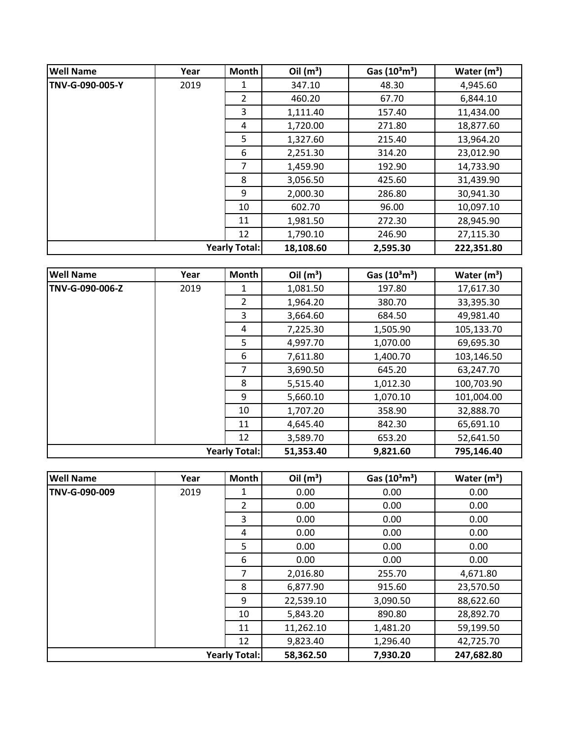| Well Name | Year | Month | Oil ($m^3$) | Gas ($10^3m^3$) | Water ($m^3$) |
|---|---|---|---|---|---|
| TNV-G-090-005-Y | 2019 | 1 | 347.10 | 48.30 | 4,945.60 |
| | | 2 | 460.20 | 67.70 | 6,844.10 |
| | | 3 | 1,111.40 | 157.40 | 11,434.00 |
| | | 4 | 1,720.00 | 271.80 | 18,877.60 |
| | | 5 | 1,327.60 | 215.40 | 13,964.20 |
| | | 6 | 2,251.30 | 314.20 | 23,012.90 |
| | | 7 | 1,459.90 | 192.90 | 14,733.90 |
| | | 8 | 3,056.50 | 425.60 | 31,439.90 |
| | | 9 | 2,000.30 | 286.80 | 30,941.30 |
| | | 10 | 602.70 | 96.00 | 10,097.10 |
| | | 11 | 1,981.50 | 272.30 | 28,945.90 |
| | | 12 | 1,790.10 | 246.90 | 27,115.30 |
| | | **Yearly Total:** | **18,108.60** | **2,595.30** | **222,351.80** |

| Well Name | Year | Month | Oil ($m^3$) | Gas ($10^3m^3$) | Water ($m^3$) |
|---|---|---|---|---|---|
| TNV-G-090-006-Z | 2019 | 1 | 1,081.50 | 197.80 | 17,617.30 |
| | | 2 | 1,964.20 | 380.70 | 33,395.30 |
| | | 3 | 3,664.60 | 684.50 | 49,981.40 |
| | | 4 | 7,225.30 | 1,505.90 | 105,133.70 |
| | | 5 | 4,997.70 | 1,070.00 | 69,695.30 |
| | | 6 | 7,611.80 | 1,400.70 | 103,146.50 |
| | | 7 | 3,690.50 | 645.20 | 63,247.70 |
| | | 8 | 5,515.40 | 1,012.30 | 100,703.90 |
| | | 9 | 5,660.10 | 1,070.10 | 101,004.00 |
| | | 10 | 1,707.20 | 358.90 | 32,888.70 |
| | | 11 | 4,645.40 | 842.30 | 65,691.10 |
| | | 12 | 3,589.70 | 653.20 | 52,641.50 |
| | | **Yearly Total:** | **51,353.40** | **9,821.60** | **795,146.40** |

| Well Name | Year | Month | Oil ($m^3$) | Gas ($10^3m^3$) | Water ($m^3$) |
|---|---|---|---|---|---|
| TNV-G-090-009 | 2019 | 1 | 0.00 | 0.00 | 0.00 |
| | | 2 | 0.00 | 0.00 | 0.00 |
| | | 3 | 0.00 | 0.00 | 0.00 |
| | | 4 | 0.00 | 0.00 | 0.00 |
| | | 5 | 0.00 | 0.00 | 0.00 |
| | | 6 | 0.00 | 0.00 | 0.00 |
| | | 7 | 2,016.80 | 255.70 | 4,671.80 |
| | | 8 | 6,877.90 | 915.60 | 23,570.50 |
| | | 9 | 22,539.10 | 3,090.50 | 88,622.60 |
| | | 10 | 5,843.20 | 890.80 | 28,892.70 |
| | | 11 | 11,262.10 | 1,481.20 | 59,199.50 |
| | | 12 | 9,823.40 | 1,296.40 | 42,725.70 |
| | | **Yearly Total:** | **58,362.50** | **7,930.20** | **247,682.80** |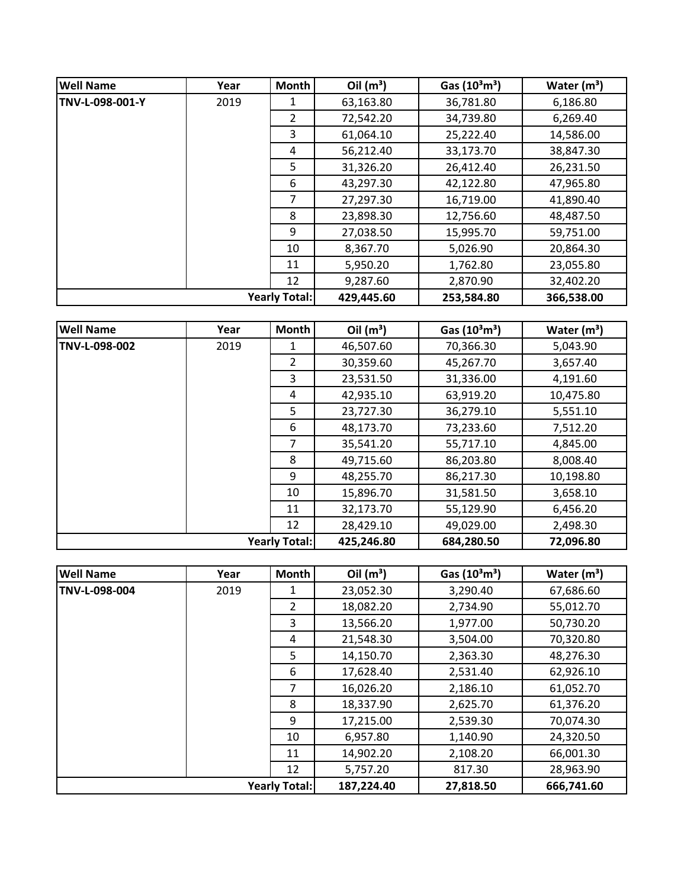| Well Name | Year | Month | Oil ($m^3$) | Gas ($10^3m^3$) | Water ($m^3$) |
|---|---|---|---|---|---|
| TNV-L-098-001-Y | 2019 | 1 | 63,163.80 | 36,781.80 | 6,186.80 |
| | | 2 | 72,542.20 | 34,739.80 | 6,269.40 |
| | | 3 | 61,064.10 | 25,222.40 | 14,586.00 |
| | | 4 | 56,212.40 | 33,173.70 | 38,847.30 |
| | | 5 | 31,326.20 | 26,412.40 | 26,231.50 |
| | | 6 | 43,297.30 | 42,122.80 | 47,965.80 |
| | | 7 | 27,297.30 | 16,719.00 | 41,890.40 |
| | | 8 | 23,898.30 | 12,756.60 | 48,487.50 |
| | | 9 | 27,038.50 | 15,995.70 | 59,751.00 |
| | | 10 | 8,367.70 | 5,026.90 | 20,864.30 |
| | | 11 | 5,950.20 | 1,762.80 | 23,055.80 |
| | | 12 | 9,287.60 | 2,870.90 | 32,402.20 |
| | | **Yearly Total:** | **429,445.60** | **253,584.80** | **366,538.00** |

| Well Name | Year | Month | Oil ($m^3$) | Gas ($10^3m^3$) | Water ($m^3$) |
|---|---|---|---|---|---|
| TNV-L-098-002 | 2019 | 1 | 46,507.60 | 70,366.30 | 5,043.90 |
| | | 2 | 30,359.60 | 45,267.70 | 3,657.40 |
| | | 3 | 23,531.50 | 31,336.00 | 4,191.60 |
| | | 4 | 42,935.10 | 63,919.20 | 10,475.80 |
| | | 5 | 23,727.30 | 36,279.10 | 5,551.10 |
| | | 6 | 48,173.70 | 73,233.60 | 7,512.20 |
| | | 7 | 35,541.20 | 55,717.10 | 4,845.00 |
| | | 8 | 49,715.60 | 86,203.80 | 8,008.40 |
| | | 9 | 48,255.70 | 86,217.30 | 10,198.80 |
| | | 10 | 15,896.70 | 31,581.50 | 3,658.10 |
| | | 11 | 32,173.70 | 55,129.90 | 6,456.20 |
| | | 12 | 28,429.10 | 49,029.00 | 2,498.30 |
| | | **Yearly Total:** | **425,246.80** | **684,280.50** | **72,096.80** |

| Well Name | Year | Month | Oil ($m^3$) | Gas ($10^3m^3$) | Water ($m^3$) |
|---|---|---|---|---|---|
| TNV-L-098-004 | 2019 | 1 | 23,052.30 | 3,290.40 | 67,686.60 |
| | | 2 | 18,082.20 | 2,734.90 | 55,012.70 |
| | | 3 | 13,566.20 | 1,977.00 | 50,730.20 |
| | | 4 | 21,548.30 | 3,504.00 | 70,320.80 |
| | | 5 | 14,150.70 | 2,363.30 | 48,276.30 |
| | | 6 | 17,628.40 | 2,531.40 | 62,926.10 |
| | | 7 | 16,026.20 | 2,186.10 | 61,052.70 |
| | | 8 | 18,337.90 | 2,625.70 | 61,376.20 |
| | | 9 | 17,215.00 | 2,539.30 | 70,074.30 |
| | | 10 | 6,957.80 | 1,140.90 | 24,320.50 |
| | | 11 | 14,902.20 | 2,108.20 | 66,001.30 |
| | | 12 | 5,757.20 | 817.30 | 28,963.90 |
| | | **Yearly Total:** | **187,224.40** | **27,818.50** | **666,741.60** |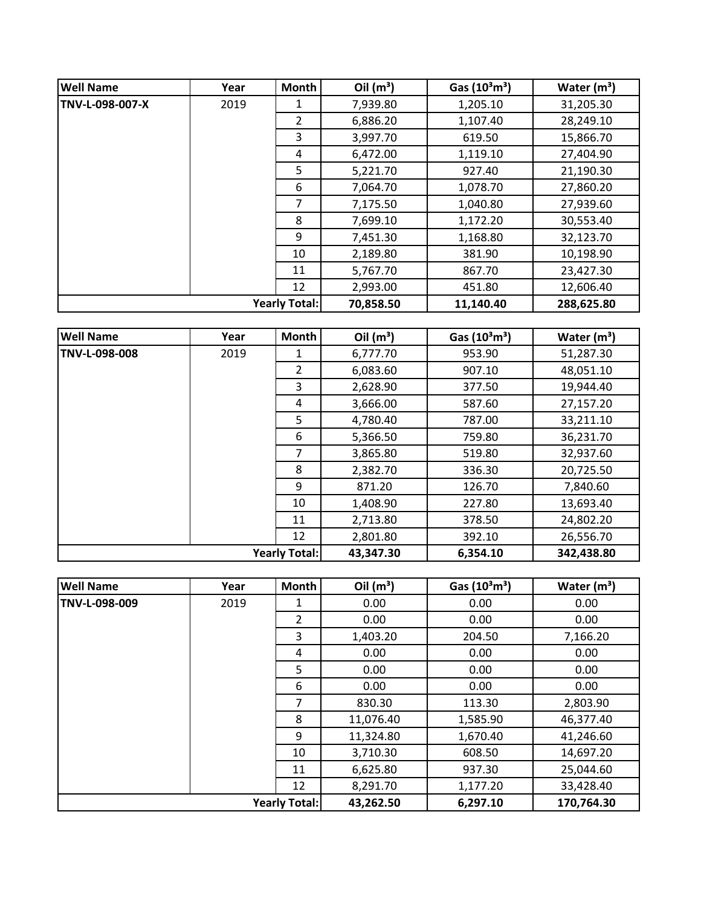| Well Name | Year | Month | Oil ($m^3$) | Gas ($10^3m^3$) | Water ($m^3$) |
|---|---|---|---|---|---|
| **TNV-L-098-007-X** | 2019 | 1 | 7,939.80 | 1,205.10 | 31,205.30 |
| | | 2 | 6,886.20 | 1,107.40 | 28,249.10 |
| | | 3 | 3,997.70 | 619.50 | 15,866.70 |
| | | 4 | 6,472.00 | 1,119.10 | 27,404.90 |
| | | 5 | 5,221.70 | 927.40 | 21,190.30 |
| | | 6 | 7,064.70 | 1,078.70 | 27,860.20 |
| | | 7 | 7,175.50 | 1,040.80 | 27,939.60 |
| | | 8 | 7,699.10 | 1,172.20 | 30,553.40 |
| | | 9 | 7,451.30 | 1,168.80 | 32,123.70 |
| | | 10 | 2,189.80 | 381.90 | 10,198.90 |
| | | 11 | 5,767.70 | 867.70 | 23,427.30 |
| | | 12 | 2,993.00 | 451.80 | 12,606.40 |
| | | **Yearly Total:** | **70,858.50** | **11,140.40** | **288,625.80** |

| Well Name | Year | Month | Oil ($m^3$) | Gas ($10^3m^3$) | Water ($m^3$) |
|---|---|---|---|---|---|
| **TNV-L-098-008** | 2019 | 1 | 6,777.70 | 953.90 | 51,287.30 |
| | | 2 | 6,083.60 | 907.10 | 48,051.10 |
| | | 3 | 2,628.90 | 377.50 | 19,944.40 |
| | | 4 | 3,666.00 | 587.60 | 27,157.20 |
| | | 5 | 4,780.40 | 787.00 | 33,211.10 |
| | | 6 | 5,366.50 | 759.80 | 36,231.70 |
| | | 7 | 3,865.80 | 519.80 | 32,937.60 |
| | | 8 | 2,382.70 | 336.30 | 20,725.50 |
| | | 9 | 871.20 | 126.70 | 7,840.60 |
| | | 10 | 1,408.90 | 227.80 | 13,693.40 |
| | | 11 | 2,713.80 | 378.50 | 24,802.20 |
| | | 12 | 2,801.80 | 392.10 | 26,556.70 |
| | | **Yearly Total:** | **43,347.30** | **6,354.10** | **342,438.80** |

| Well Name | Year | Month | Oil ($m^3$) | Gas ($10^3m^3$) | Water ($m^3$) |
|---|---|---|---|---|---|
| **TNV-L-098-009** | 2019 | 1 | 0.00 | 0.00 | 0.00 |
| | | 2 | 0.00 | 0.00 | 0.00 |
| | | 3 | 1,403.20 | 204.50 | 7,166.20 |
| | | 4 | 0.00 | 0.00 | 0.00 |
| | | 5 | 0.00 | 0.00 | 0.00 |
| | | 6 | 0.00 | 0.00 | 0.00 |
| | | 7 | 830.30 | 113.30 | 2,803.90 |
| | | 8 | 11,076.40 | 1,585.90 | 46,377.40 |
| | | 9 | 11,324.80 | 1,670.40 | 41,246.60 |
| | | 10 | 3,710.30 | 608.50 | 14,697.20 |
| | | 11 | 6,625.80 | 937.30 | 25,044.60 |
| | | 12 | 8,291.70 | 1,177.20 | 33,428.40 |
| | | **Yearly Total:** | **43,262.50** | **6,297.10** | **170,764.30** |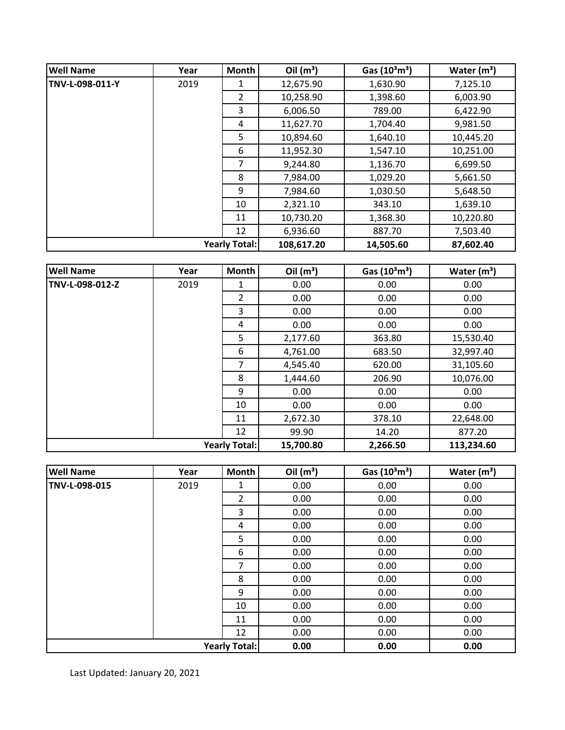| Well Name | Year | Month | Oil ($m^3$) | Gas ($10^3m^3$) | Water ($m^3$) |
|---|---|---|---|---|---|
| **TNV-L-098-011-Y** | 2019 | 1 | 12,675.90 | 1,630.90 | 7,125.10 |
| | | 2 | 10,258.90 | 1,398.60 | 6,003.90 |
| | | 3 | 6,006.50 | 789.00 | 6,422.90 |
| | | 4 | 11,627.70 | 1,704.40 | 9,981.50 |
| | | 5 | 10,894.60 | 1,640.10 | 10,445.20 |
| | | 6 | 11,952.30 | 1,547.10 | 10,251.00 |
| | | 7 | 9,244.80 | 1,136.70 | 6,699.50 |
| | | 8 | 7,984.00 | 1,029.20 | 5,661.50 |
| | | 9 | 7,984.60 | 1,030.50 | 5,648.50 |
| | | 10 | 2,321.10 | 343.10 | 1,639.10 |
| | | 11 | 10,730.20 | 1,368.30 | 10,220.80 |
| | | 12 | 6,936.60 | 887.70 | 7,503.40 |
| | | **Yearly Total:** | **108,617.20** | **14,505.60** | **87,602.40** |

| Well Name | Year | Month | Oil ($m^3$) | Gas ($10^3m^3$) | Water ($m^3$) |
|---|---|---|---|---|---|
| **TNV-L-098-012-Z** | 2019 | 1 | 0.00 | 0.00 | 0.00 |
| | | 2 | 0.00 | 0.00 | 0.00 |
| | | 3 | 0.00 | 0.00 | 0.00 |
| | | 4 | 0.00 | 0.00 | 0.00 |
| | | 5 | 2,177.60 | 363.80 | 15,530.40 |
| | | 6 | 4,761.00 | 683.50 | 32,997.40 |
| | | 7 | 4,545.40 | 620.00 | 31,105.60 |
| | | 8 | 1,444.60 | 206.90 | 10,076.00 |
| | | 9 | 0.00 | 0.00 | 0.00 |
| | | 10 | 0.00 | 0.00 | 0.00 |
| | | 11 | 2,672.30 | 378.10 | 22,648.00 |
| | | 12 | 99.90 | 14.20 | 877.20 |
| | | **Yearly Total:** | **15,700.80** | **2,266.50** | **113,234.60** |

| Well Name | Year | Month | Oil ($m^3$) | Gas ($10^3m^3$) | Water ($m^3$) |
|---|---|---|---|---|---|
| **TNV-L-098-015** | 2019 | 1 | 0.00 | 0.00 | 0.00 |
| | | 2 | 0.00 | 0.00 | 0.00 |
| | | 3 | 0.00 | 0.00 | 0.00 |
| | | 4 | 0.00 | 0.00 | 0.00 |
| | | 5 | 0.00 | 0.00 | 0.00 |
| | | 6 | 0.00 | 0.00 | 0.00 |
| | | 7 | 0.00 | 0.00 | 0.00 |
| | | 8 | 0.00 | 0.00 | 0.00 |
| | | 9 | 0.00 | 0.00 | 0.00 |
| | | 10 | 0.00 | 0.00 | 0.00 |
| | | 11 | 0.00 | 0.00 | 0.00 |
| | | 12 | 0.00 | 0.00 | 0.00 |
| | | **Yearly Total:** | **0.00** | **0.00** | **0.00** |

Last Updated: January 20, 2021